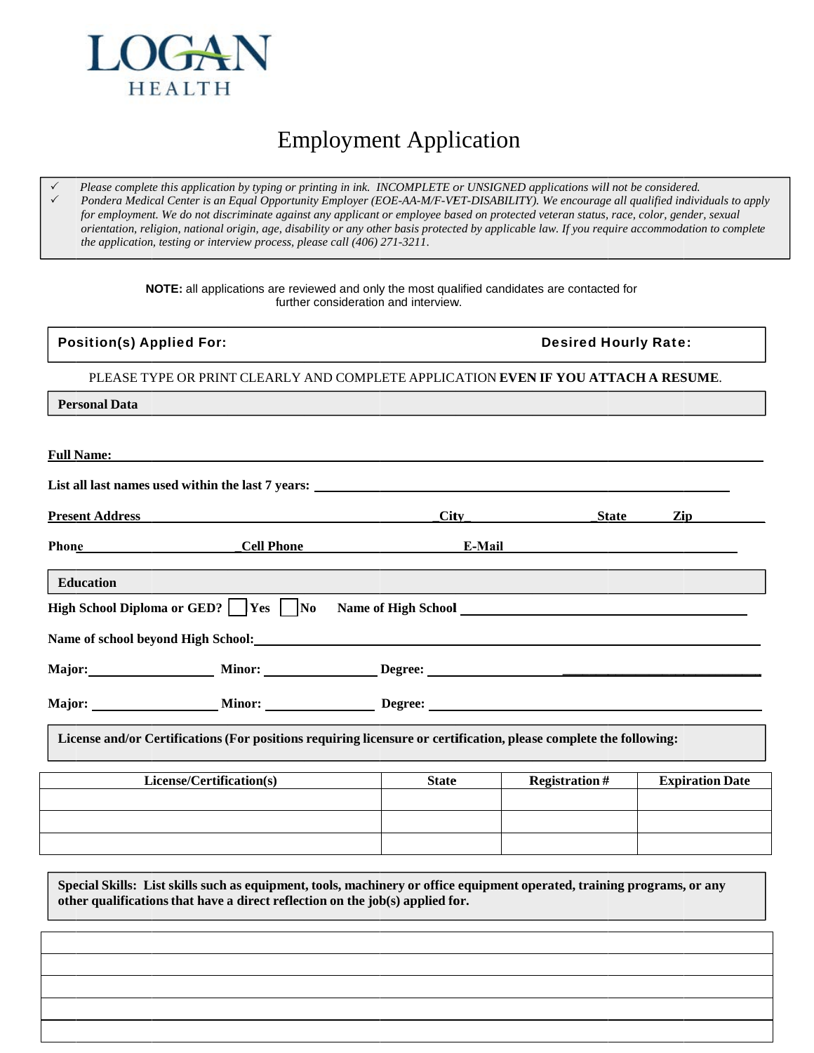LOGAN HEALTH

# Employment Application

- ✓ *Please complete this application by typing or printing in ink. INCOMPLETE or UNSIGNED applications will not be considered.*
- ✓ *Pondera Medical Center is an Equal Opportunity Employer (EOE-AA-M/F-VET-DISABILITY). We encourage all qualified individuals to apply for employment. We do not discriminate against any applicant or employee based on protected veteran status, race, color, gender, sexual orientation, religion, national origin, age, disability or any other basis protected by applicable law. If you require accommodation to complete the application, testing or interview process, please call (406) 271-3211.*

**NOTE:** all applications are reviewed and only the most qualified candidates are contacted for further consideration and interview.

**Position(s) Applied For:** **Desired Hourly Rate:**

PLEASE TYPE OR PRINT CLEARLY AND COMPLETE APPLICATION **EVEN IF YOU ATTACH A RESUME**.

## Personal Data

**Full Name:** ____________________

**List all last names used within the last 7 years:** ____________________

**Present Address** ____________________ **City** ____________ **State** ______ **Zip** ______

**Phone** ____________ **Cell Phone** ____________ **E-Mail** ____________________

## Education

**High School Diploma or GED?** ☐ **Yes** ☐ **No** **Name of High School** ____________________

**Name of school beyond High School:** ____________________

**Major:** ____________ **Minor:** ____________ **Degree:** ____________________

**Major:** ____________ **Minor:** ____________ **Degree:** ____________________

## License and/or Certifications (For positions requiring licensure or certification, please complete the following:

| License/Certification(s) | State | Registration # | Expiration Date |
|---|---|---|---|
| | | | |
| | | | |
| | | | |

## Special Skills: List skills such as equipment, tools, machinery or office equipment operated, training programs, or any other qualifications that have a direct reflection on the job(s) applied for.

|  |
|---|
|  |
|  |
|  |
|  |
|  |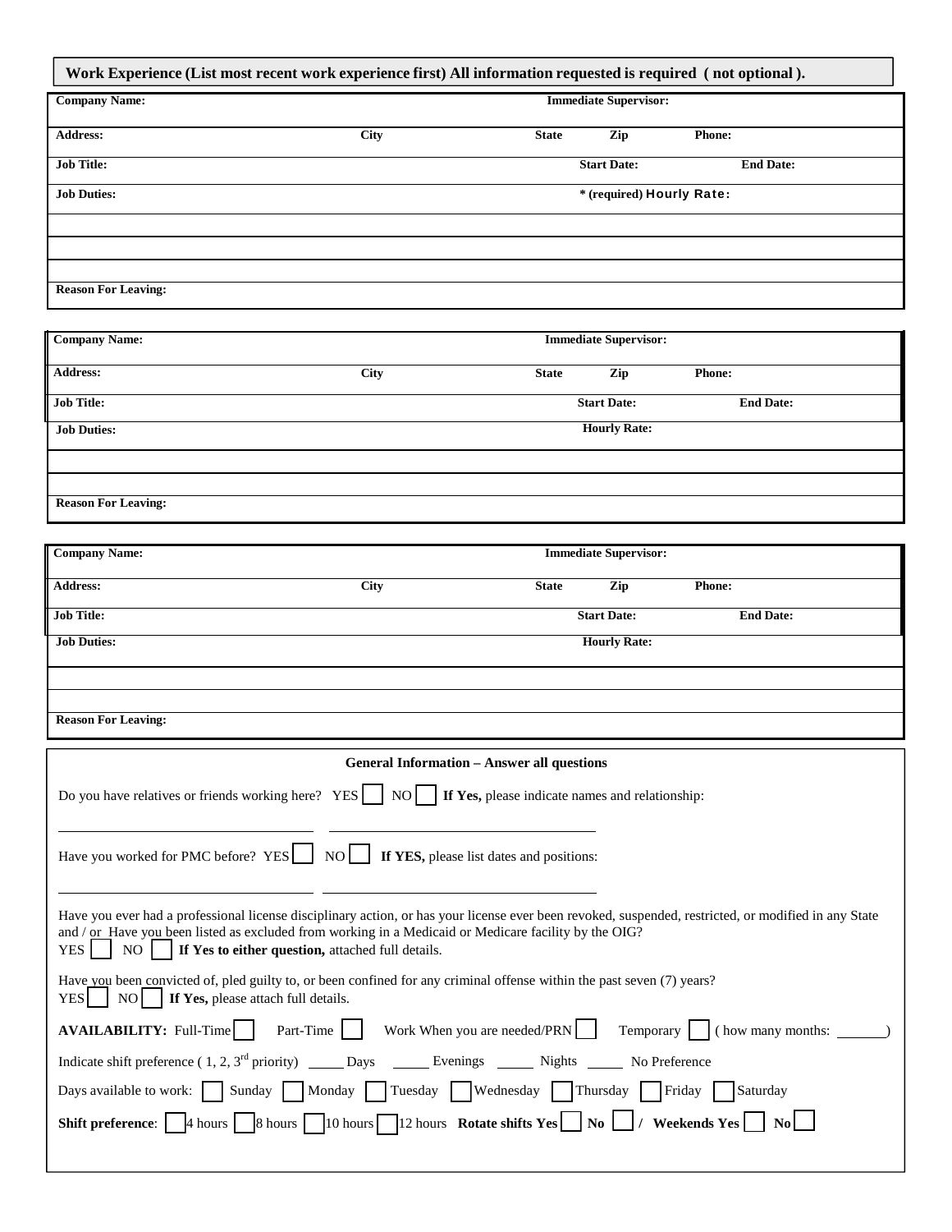**Work Experience (List most recent work experience first) All information requested is required ( not optional ).**

| | | | | |
|---|---|---|---|---|
| **Company Name:** | | **Immediate Supervisor:** | | |
| **Address:** | **City** | **State** | **Zip** | **Phone:** |
| **Job Title:** | | **Start Date:** | | **End Date:** |
| **Job Duties:** | | *** (required) Hourly Rate:** | | |
| | | | | |
| | | | | |
| | | | | |
| **Reason For Leaving:** | | | | |

| | | | | |
|---|---|---|---|---|
| **Company Name:** | | **Immediate Supervisor:** | | |
| **Address:** | **City** | **State** | **Zip** | **Phone:** |
| **Job Title:** | | **Start Date:** | | **End Date:** |
| **Job Duties:** | | **Hourly Rate:** | | |
| | | | | |
| | | | | |
| **Reason For Leaving:** | | | | |

| | | | | |
|---|---|---|---|---|
| **Company Name:** | | **Immediate Supervisor:** | | |
| **Address:** | **City** | **State** | **Zip** | **Phone:** |
| **Job Title:** | | **Start Date:** | | **End Date:** |
| **Job Duties:** | | **Hourly Rate:** | | |
| | | | | |
| | | | | |
| **Reason For Leaving:** | | | | |

**General Information – Answer all questions**

Do you have relatives or friends working here? YES ☐ NO ☐ **If Yes,** please indicate names and relationship:

_______________________________ _______________________________

Have you worked for PMC before? YES ☐ NO ☐ **If YES,** please list dates and positions:

_______________________________ _______________________________

Have you ever had a professional license disciplinary action, or has your license ever been revoked, suspended, restricted, or modified in any State and / or Have you been listed as excluded from working in a Medicaid or Medicare facility by the OIG?
YES ☐ NO ☐ **If Yes to either question,** attached full details.

Have you been convicted of, pled guilty to, or been confined for any criminal offense within the past seven (7) years?
YES ☐ NO ☐ **If Yes,** please attach full details.

**AVAILABILITY:** Full-Time ☐ Part-Time ☐ Work When you are needed/PRN ☐ Temporary ☐ ( how many months: _______)

Indicate shift preference ( 1, 2, 3rd priority) _____ Days _____ Evenings _____ Nights _____ No Preference

Days available to work: ☐ Sunday ☐ Monday ☐ Tuesday ☐ Wednesday ☐ Thursday ☐ Friday ☐ Saturday

**Shift preference**: ☐ 4 hours ☐ 8 hours ☐ 10 hours ☐ 12 hours **Rotate shifts Yes** ☐ **No** ☐ **/ Weekends Yes** ☐ **No** ☐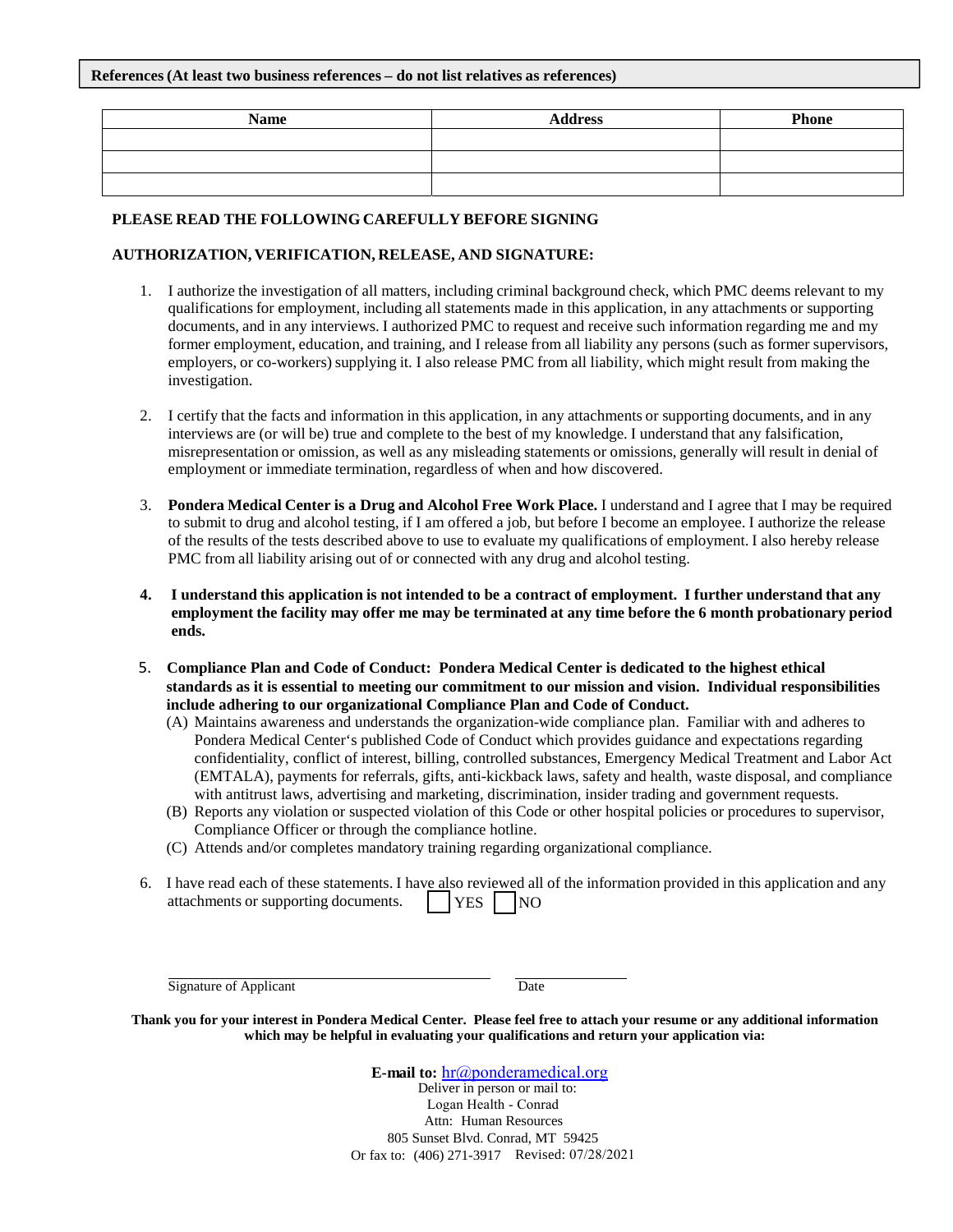**References (At least two business references – do not list relatives as references)**

| Name | Address | Phone |
|---|---|---|
| | | |
| | | |
| | | |

**PLEASE READ THE FOLLOWING CAREFULLY BEFORE SIGNING**

**AUTHORIZATION, VERIFICATION, RELEASE, AND SIGNATURE:**

1. I authorize the investigation of all matters, including criminal background check, which PMC deems relevant to my qualifications for employment, including all statements made in this application, in any attachments or supporting documents, and in any interviews. I authorized PMC to request and receive such information regarding me and my former employment, education, and training, and I release from all liability any persons (such as former supervisors, employers, or co-workers) supplying it. I also release PMC from all liability, which might result from making the investigation.

2. I certify that the facts and information in this application, in any attachments or supporting documents, and in any interviews are (or will be) true and complete to the best of my knowledge. I understand that any falsification, misrepresentation or omission, as well as any misleading statements or omissions, generally will result in denial of employment or immediate termination, regardless of when and how discovered.

3. **Pondera Medical Center is a Drug and Alcohol Free Work Place.** I understand and I agree that I may be required to submit to drug and alcohol testing, if I am offered a job, but before I become an employee. I authorize the release of the results of the tests described above to use to evaluate my qualifications of employment. I also hereby release PMC from all liability arising out of or connected with any drug and alcohol testing.

4. **I understand this application is not intended to be a contract of employment. I further understand that any employment the facility may offer me may be terminated at any time before the 6 month probationary period ends.**

5. **Compliance Plan and Code of Conduct: Pondera Medical Center is dedicated to the highest ethical standards as it is essential to meeting our commitment to our mission and vision. Individual responsibilities include adhering to our organizational Compliance Plan and Code of Conduct.**
   (A) Maintains awareness and understands the organization-wide compliance plan. Familiar with and adheres to Pondera Medical Center's published Code of Conduct which provides guidance and expectations regarding confidentiality, conflict of interest, billing, controlled substances, Emergency Medical Treatment and Labor Act (EMTALA), payments for referrals, gifts, anti-kickback laws, safety and health, waste disposal, and compliance with antitrust laws, advertising and marketing, discrimination, insider trading and government requests.
   (B) Reports any violation or suspected violation of this Code or other hospital policies or procedures to supervisor, Compliance Officer or through the compliance hotline.
   (C) Attends and/or completes mandatory training regarding organizational compliance.

6. I have read each of these statements. I have also reviewed all of the information provided in this application and any attachments or supporting documents. ☐ YES ☐ NO

Signature of Applicant ____________________ Date __________

**Thank you for your interest in Pondera Medical Center. Please feel free to attach your resume or any additional information which may be helpful in evaluating your qualifications and return your application via:**

**E-mail to:** hr@ponderamedical.org
Deliver in person or mail to:
Logan Health - Conrad
Attn: Human Resources
805 Sunset Blvd. Conrad, MT 59425
Or fax to: (406) 271-3917 Revised: 07/28/2021